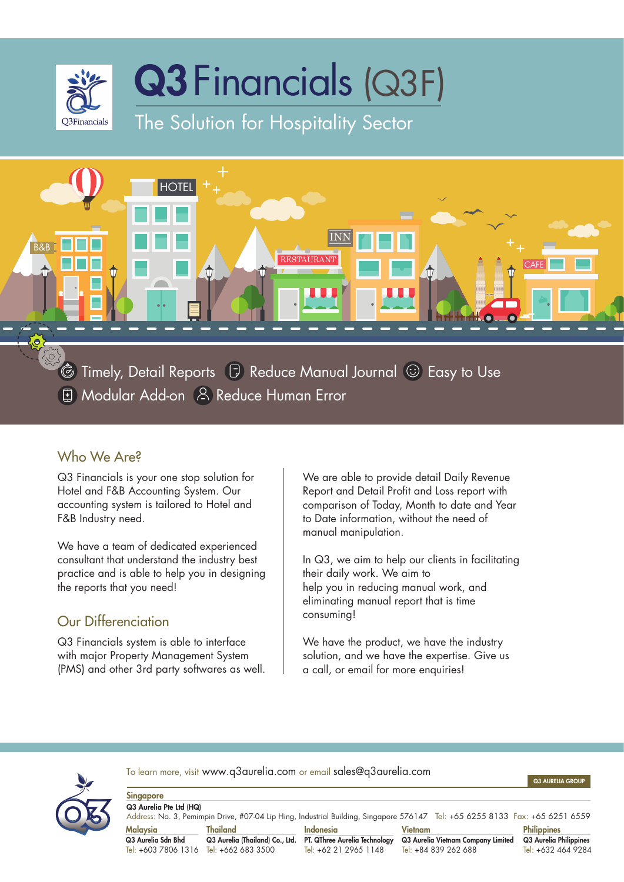# Q3 Financials (Q3F)

## The Solution for Hospitality Sector

- Timely, Detail Reports
- Reduce Manual Journal
- Easy to Use
- Modular Add-on
- Reduce Human Error

## Who We Are?

Q3 Financials is your one stop solution for Hotel and F&B Accounting System. Our accounting system is tailored to Hotel and F&B Industry need.

We have a team of dedicated experienced consultant that understand the industry best practice and is able to help you in designing the reports that you need!

## Our Differenciation

Q3 Financials system is able to interface with major Property Management System (PMS) and other 3rd party softwares as well.

We are able to provide detail Daily Revenue Report and Detail Profit and Loss report with comparison of Today, Month to date and Year to Date information, without the need of manual manipulation.

In Q3, we aim to help our clients in facilitating their daily work. We aim to help you in reducing manual work, and eliminating manual report that is time consuming!

We have the product, we have the industry solution, and we have the expertise. Give us a call, or email for more enquiries!

To learn more, visit www.q3aurelia.com or email sales@q3aurelia.com

Q3 AURELIA GROUP

**Singapore**
**Q3 Aurelia Pte Ltd (HQ)**
Address: No. 3, Pemimpin Drive, #07-04 Lip Hing, Industrial Building, Singapore 576147 Tel: +65 6255 8133 Fax: +65 6251 6559

| Malaysia | Thailand | Indonesia | Vietnam | Philippines |
|---|---|---|---|---|
| Q3 Aurelia Sdn Bhd | Q3 Aurelia (Thailand) Co., Ltd. | PT. QThree Aurelia Technology | Q3 Aurelia Vietnam Company Limited | Q3 Aurelia Philippines |
| Tel: +603 7806 1316 | Tel: +662 683 3500 | Tel: +62 21 2965 1148 | Tel: +84 839 262 688 | Tel: +632 464 9284 |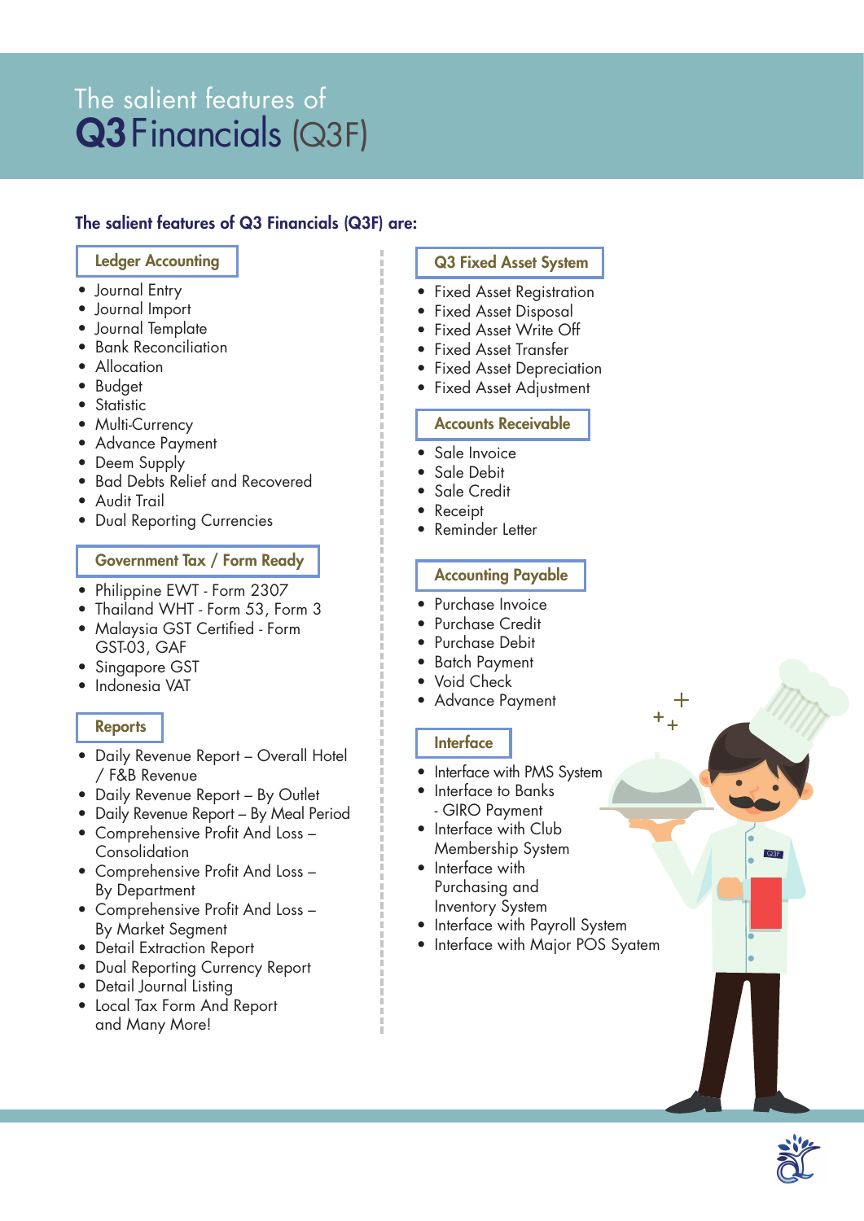# The salient features of Q3 Financials (Q3F)

**The salient features of Q3 Financials (Q3F) are:**

### Ledger Accounting

- Journal Entry
- Journal Import
- Journal Template
- Bank Reconciliation
- Allocation
- Budget
- Statistic
- Multi-Currency
- Advance Payment
- Deem Supply
- Bad Debts Relief and Recovered
- Audit Trail
- Dual Reporting Currencies

### Government Tax / Form Ready

- Philippine EWT - Form 2307
- Thailand WHT - Form 53, Form 3
- Malaysia GST Certified - Form GST-03, GAF
- Singapore GST
- Indonesia VAT

### Reports

- Daily Revenue Report – Overall Hotel / F&B Revenue
- Daily Revenue Report – By Outlet
- Daily Revenue Report – By Meal Period
- Comprehensive Profit And Loss – Consolidation
- Comprehensive Profit And Loss – By Department
- Comprehensive Profit And Loss – By Market Segment
- Detail Extraction Report
- Dual Reporting Currency Report
- Detail Journal Listing
- Local Tax Form And Report and Many More!

### Q3 Fixed Asset System

- Fixed Asset Registration
- Fixed Asset Disposal
- Fixed Asset Write Off
- Fixed Asset Transfer
- Fixed Asset Depreciation
- Fixed Asset Adjustment

### Accounts Receivable

- Sale Invoice
- Sale Debit
- Sale Credit
- Receipt
- Reminder Letter

### Accounting Payable

- Purchase Invoice
- Purchase Credit
- Purchase Debit
- Batch Payment
- Void Check
- Advance Payment

### Interface

- Interface with PMS System
- Interface to Banks - GIRO Payment
- Interface with Club Membership System
- Interface with Purchasing and Inventory System
- Interface with Payroll System
- Interface with Major POS Syatem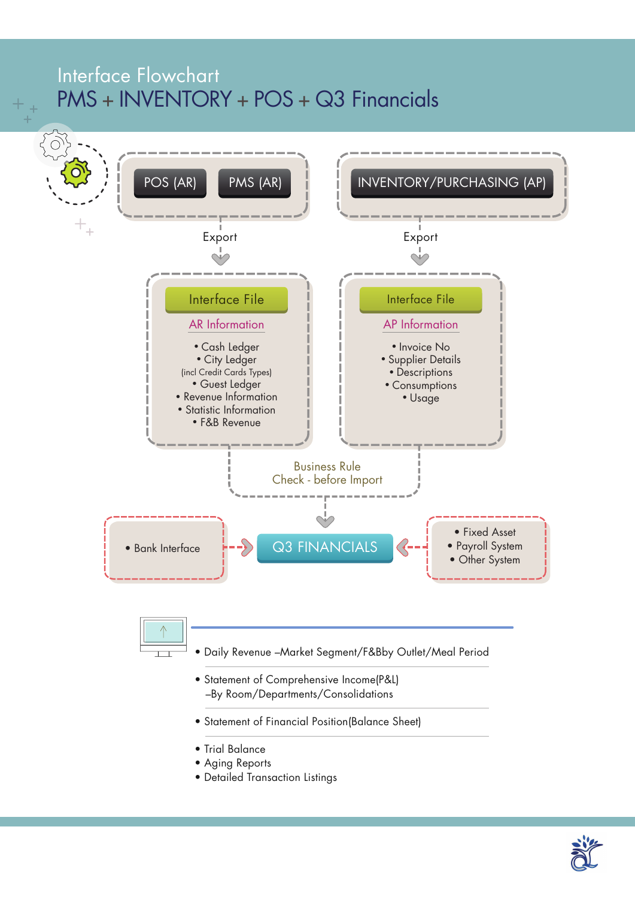Interface Flowchart

# PMS + INVENTORY + POS + Q3 Financials

POS (AR)

PMS (AR)

INVENTORY/PURCHASING (AP)

Export

Export

Interface File

AR Information

- Cash Ledger
- City Ledger
(incl Credit Cards Types)
- Guest Ledger
- Revenue Information
- Statistic Information
- F&B Revenue

Interface File

AP Information

- Invoice No
- Supplier Details
- Descriptions
- Consumptions
- Usage

Business Rule
Check - before Import

- Bank Interface

Q3 FINANCIALS

- Fixed Asset
- Payroll System
- Other System

- Daily Revenue –Market Segment/F&Bby Outlet/Meal Period

- Statement of Comprehensive Income(P&L)
–By Room/Departments/Consolidations

- Statement of Financial Position(Balance Sheet)

- Trial Balance
- Aging Reports
- Detailed Transaction Listings